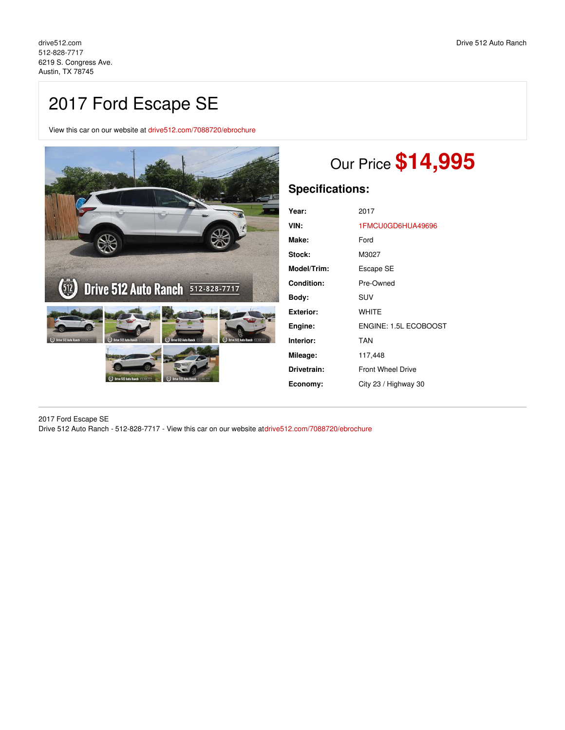drive512.com
512-828-7717
6219 S. Congress Ave.
Austin, TX 78745

Drive 512 Auto Ranch

# 2017 Ford Escape SE

View this car on our website at drive512.com/7088720/ebrochure

## Our Price **$14,995**

### Specifications:

| | |
|---|---|
| **Year:** | 2017 |
| **VIN:** | 1FMCU0GD6HUA49696 |
| **Make:** | Ford |
| **Stock:** | M3027 |
| **Model/Trim:** | Escape SE |
| **Condition:** | Pre-Owned |
| **Body:** | SUV |
| **Exterior:** | WHITE |
| **Engine:** | ENGINE: 1.5L ECOBOOST |
| **Interior:** | TAN |
| **Mileage:** | 117,448 |
| **Drivetrain:** | Front Wheel Drive |
| **Economy:** | City 23 / Highway 30 |

2017 Ford Escape SE
Drive 512 Auto Ranch - 512-828-7717 - View this car on our website atdrive512.com/7088720/ebrochure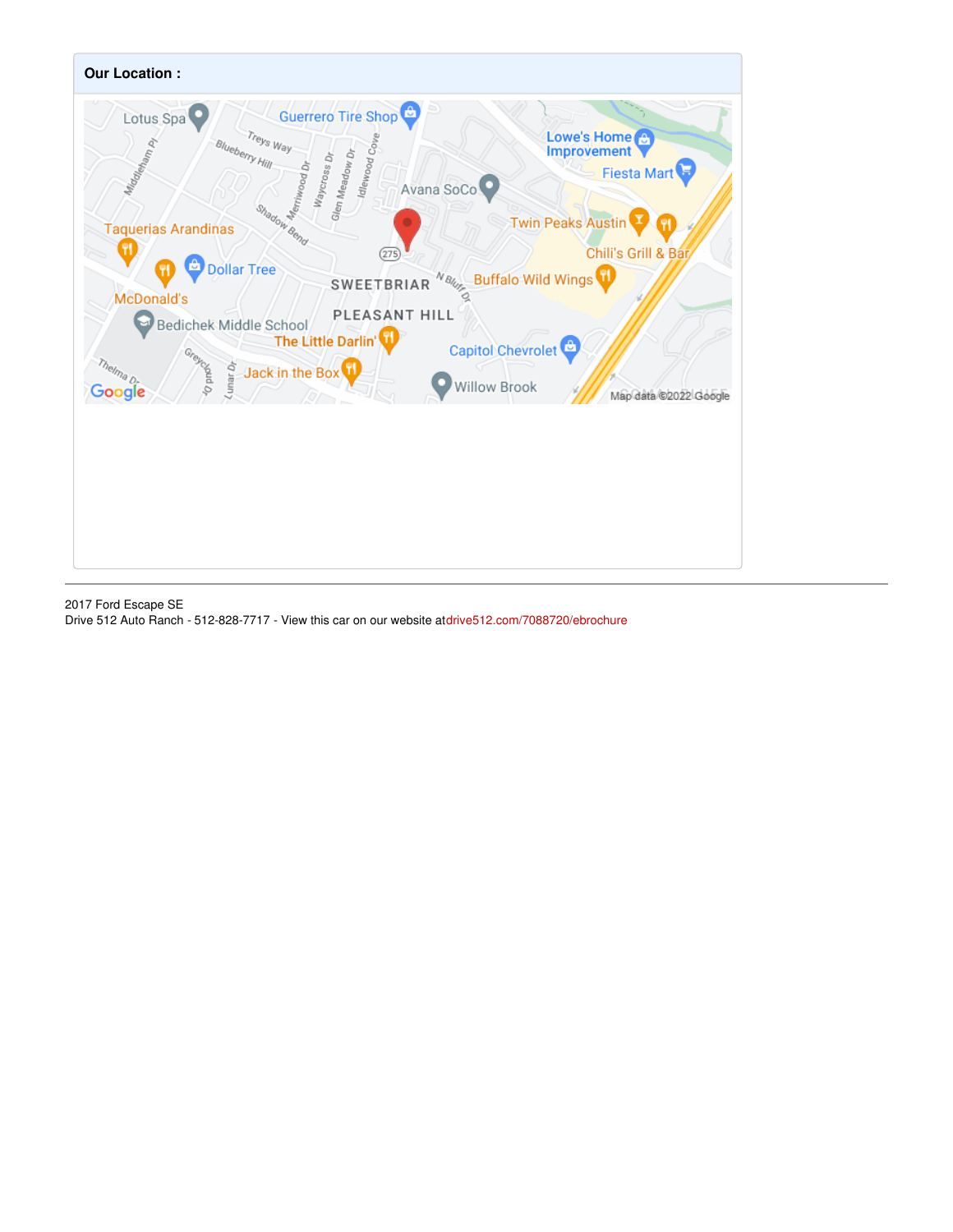**Our Location :**

2017 Ford Escape SE
Drive 512 Auto Ranch - 512-828-7717 - View this car on our website atdrive512.com/7088720/ebrochure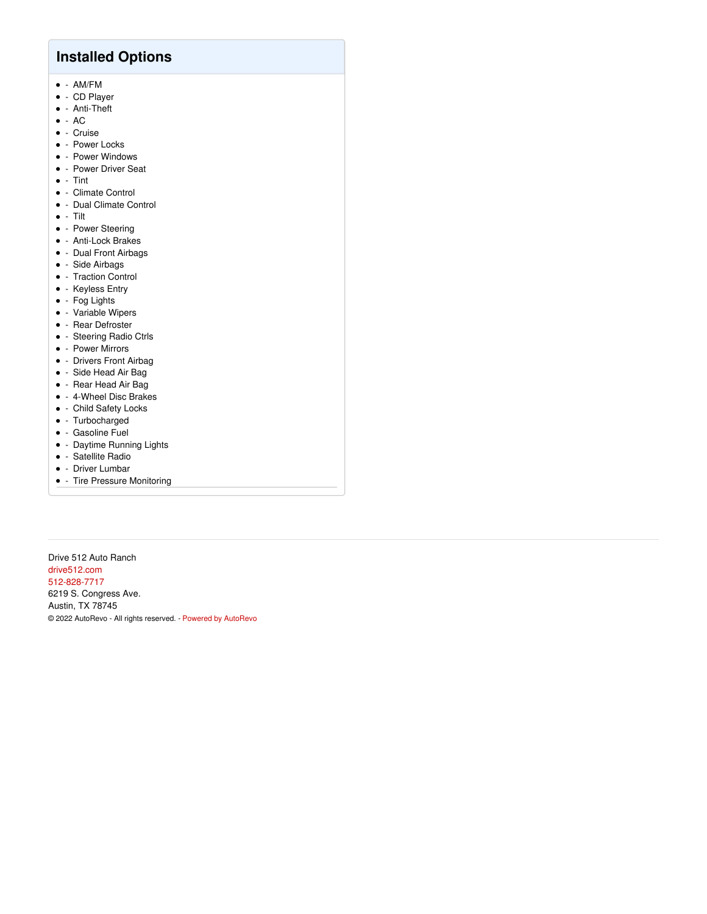## Installed Options

- - AM/FM
- - CD Player
- - Anti-Theft
- - AC
- - Cruise
- - Power Locks
- - Power Windows
- - Power Driver Seat
- - Tint
- - Climate Control
- - Dual Climate Control
- - Tilt
- - Power Steering
- - Anti-Lock Brakes
- - Dual Front Airbags
- - Side Airbags
- - Traction Control
- - Keyless Entry
- - Fog Lights
- - Variable Wipers
- - Rear Defroster
- - Steering Radio Ctrls
- - Power Mirrors
- - Drivers Front Airbag
- - Side Head Air Bag
- - Rear Head Air Bag
- - 4-Wheel Disc Brakes
- - Child Safety Locks
- - Turbocharged
- - Gasoline Fuel
- - Daytime Running Lights
- - Satellite Radio
- - Driver Lumbar
- - Tire Pressure Monitoring

---

Drive 512 Auto Ranch
drive512.com
512-828-7717
6219 S. Congress Ave.
Austin, TX 78745

© 2022 AutoRevo - All rights reserved. - Powered by AutoRevo